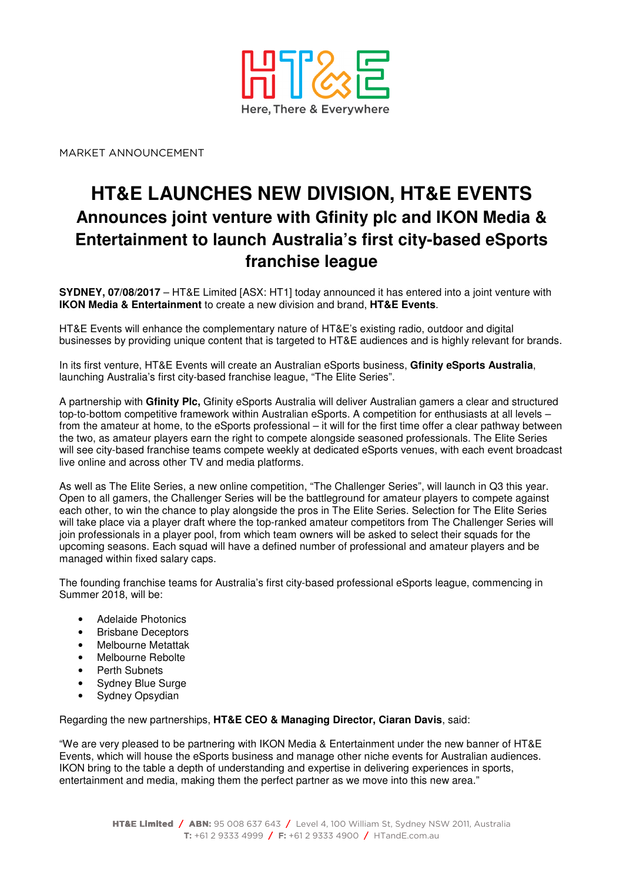HT&E

Here, There & Everywhere

MARKET ANNOUNCEMENT

# HT&E LAUNCHES NEW DIVISION, HT&E EVENTS

## Announces joint venture with Gfinity plc and IKON Media & Entertainment to launch Australia's first city-based eSports franchise league

**SYDNEY, 07/08/2017** – HT&E Limited [ASX: HT1] today announced it has entered into a joint venture with **IKON Media & Entertainment** to create a new division and brand, **HT&E Events**.

HT&E Events will enhance the complementary nature of HT&E's existing radio, outdoor and digital businesses by providing unique content that is targeted to HT&E audiences and is highly relevant for brands.

In its first venture, HT&E Events will create an Australian eSports business, **Gfinity eSports Australia**, launching Australia's first city-based franchise league, "The Elite Series".

A partnership with **Gfinity Plc,** Gfinity eSports Australia will deliver Australian gamers a clear and structured top-to-bottom competitive framework within Australian eSports. A competition for enthusiasts at all levels – from the amateur at home, to the eSports professional – it will for the first time offer a clear pathway between the two, as amateur players earn the right to compete alongside seasoned professionals. The Elite Series will see city-based franchise teams compete weekly at dedicated eSports venues, with each event broadcast live online and across other TV and media platforms.

As well as The Elite Series, a new online competition, "The Challenger Series", will launch in Q3 this year. Open to all gamers, the Challenger Series will be the battleground for amateur players to compete against each other, to win the chance to play alongside the pros in The Elite Series. Selection for The Elite Series will take place via a player draft where the top-ranked amateur competitors from The Challenger Series will join professionals in a player pool, from which team owners will be asked to select their squads for the upcoming seasons. Each squad will have a defined number of professional and amateur players and be managed within fixed salary caps.

The founding franchise teams for Australia's first city-based professional eSports league, commencing in Summer 2018, will be:

- Adelaide Photonics
- Brisbane Deceptors
- Melbourne Metattak
- Melbourne Rebolte
- Perth Subnets
- Sydney Blue Surge
- Sydney Opsydian

Regarding the new partnerships, **HT&E CEO & Managing Director, Ciaran Davis**, said:

"We are very pleased to be partnering with IKON Media & Entertainment under the new banner of HT&E Events, which will house the eSports business and manage other niche events for Australian audiences. IKON bring to the table a depth of understanding and expertise in delivering experiences in sports, entertainment and media, making them the perfect partner as we move into this new area."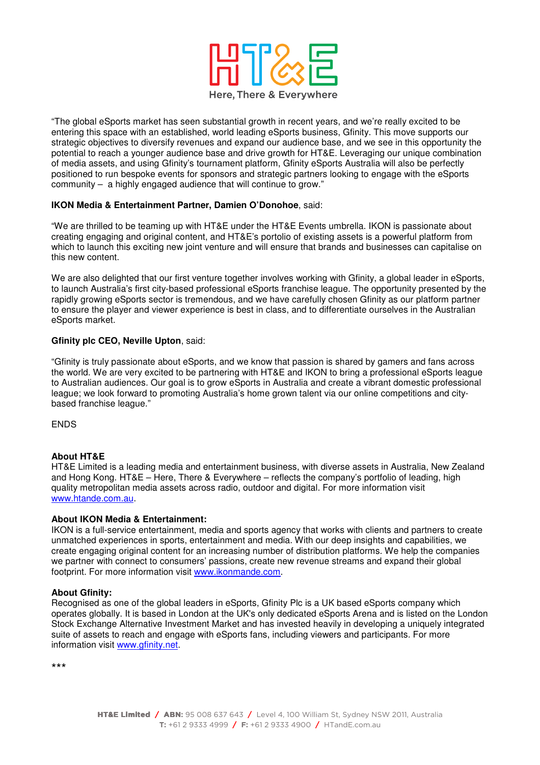"The global eSports market has seen substantial growth in recent years, and we're really excited to be entering this space with an established, world leading eSports business, Gfinity. This move supports our strategic objectives to diversify revenues and expand our audience base, and we see in this opportunity the potential to reach a younger audience base and drive growth for HT&E. Leveraging our unique combination of media assets, and using Gfinity's tournament platform, Gfinity eSports Australia will also be perfectly positioned to run bespoke events for sponsors and strategic partners looking to engage with the eSports community – a highly engaged audience that will continue to grow."

**IKON Media & Entertainment Partner, Damien O'Donohoe**, said:

"We are thrilled to be teaming up with HT&E under the HT&E Events umbrella. IKON is passionate about creating engaging and original content, and HT&E's portolio of existing assets is a powerful platform from which to launch this exciting new joint venture and will ensure that brands and businesses can capitalise on this new content.

We are also delighted that our first venture together involves working with Gfinity, a global leader in eSports, to launch Australia's first city-based professional eSports franchise league. The opportunity presented by the rapidly growing eSports sector is tremendous, and we have carefully chosen Gfinity as our platform partner to ensure the player and viewer experience is best in class, and to differentiate ourselves in the Australian eSports market.

**Gfinity plc CEO, Neville Upton**, said:

"Gfinity is truly passionate about eSports, and we know that passion is shared by gamers and fans across the world. We are very excited to be partnering with HT&E and IKON to bring a professional eSports league to Australian audiences. Our goal is to grow eSports in Australia and create a vibrant domestic professional league; we look forward to promoting Australia's home grown talent via our online competitions and city-based franchise league."

ENDS

**About HT&E**
HT&E Limited is a leading media and entertainment business, with diverse assets in Australia, New Zealand and Hong Kong. HT&E – Here, There & Everywhere – reflects the company's portfolio of leading, high quality metropolitan media assets across radio, outdoor and digital. For more information visit [www.htande.com.au](www.htande.com.au).

**About IKON Media & Entertainment:**
IKON is a full-service entertainment, media and sports agency that works with clients and partners to create unmatched experiences in sports, entertainment and media. With our deep insights and capabilities, we create engaging original content for an increasing number of distribution platforms. We help the companies we partner with connect to consumers' passions, create new revenue streams and expand their global footprint. For more information visit [www.ikonmande.com](www.ikonmande.com).

**About Gfinity:**
Recognised as one of the global leaders in eSports, Gfinity Plc is a UK based eSports company which operates globally. It is based in London at the UK's only dedicated eSports Arena and is listed on the London Stock Exchange Alternative Investment Market and has invested heavily in developing a uniquely integrated suite of assets to reach and engage with eSports fans, including viewers and participants. For more information visit [www.gfinity.net](www.gfinity.net).

***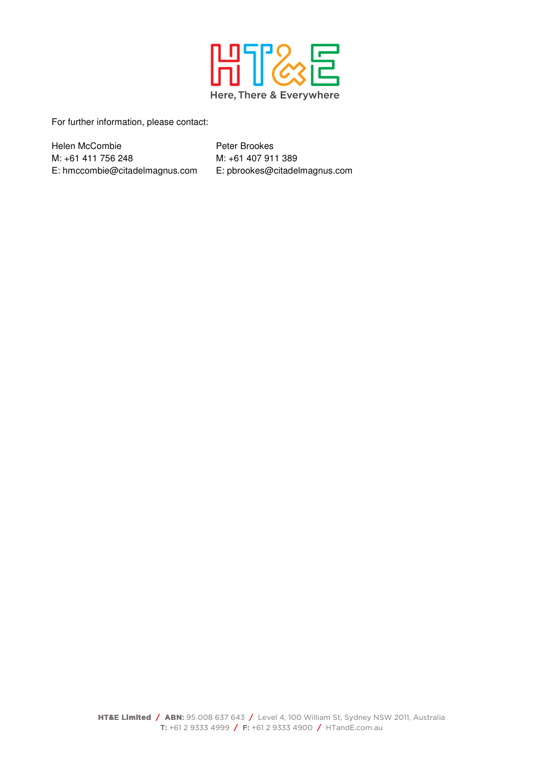For further information, please contact:

Helen McCombie
M: +61 411 756 248
E: hmccombie@citadelmagnus.com

Peter Brookes
M: +61 407 911 389
E: pbrookes@citadelmagnus.com